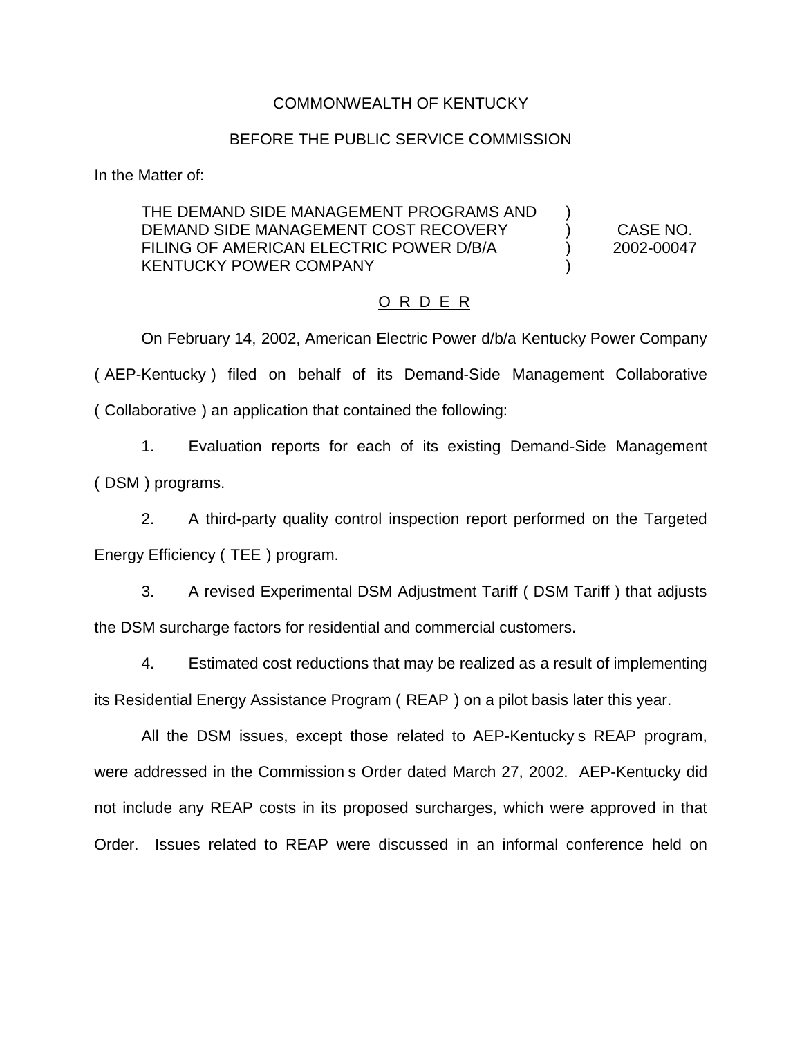COMMONWEALTH OF KENTUCKY

BEFORE THE PUBLIC SERVICE COMMISSION

In the Matter of:

| | | |
|---|---|---|
| THE DEMAND SIDE MANAGEMENT PROGRAMS AND DEMAND SIDE MANAGEMENT COST RECOVERY FILING OF AMERICAN ELECTRIC POWER D/B/A KENTUCKY POWER COMPANY | ) ) ) ) | CASE NO. 2002-00047 |

## O R D E R

On February 14, 2002, American Electric Power d/b/a Kentucky Power Company ( AEP-Kentucky ) filed on behalf of its Demand-Side Management Collaborative ( Collaborative ) an application that contained the following:

1. Evaluation reports for each of its existing Demand-Side Management ( DSM ) programs.

2. A third-party quality control inspection report performed on the Targeted Energy Efficiency ( TEE ) program.

3. A revised Experimental DSM Adjustment Tariff ( DSM Tariff ) that adjusts the DSM surcharge factors for residential and commercial customers.

4. Estimated cost reductions that may be realized as a result of implementing its Residential Energy Assistance Program ( REAP ) on a pilot basis later this year.

All the DSM issues, except those related to AEP-Kentucky s REAP program, were addressed in the Commission s Order dated March 27, 2002. AEP-Kentucky did not include any REAP costs in its proposed surcharges, which were approved in that Order. Issues related to REAP were discussed in an informal conference held on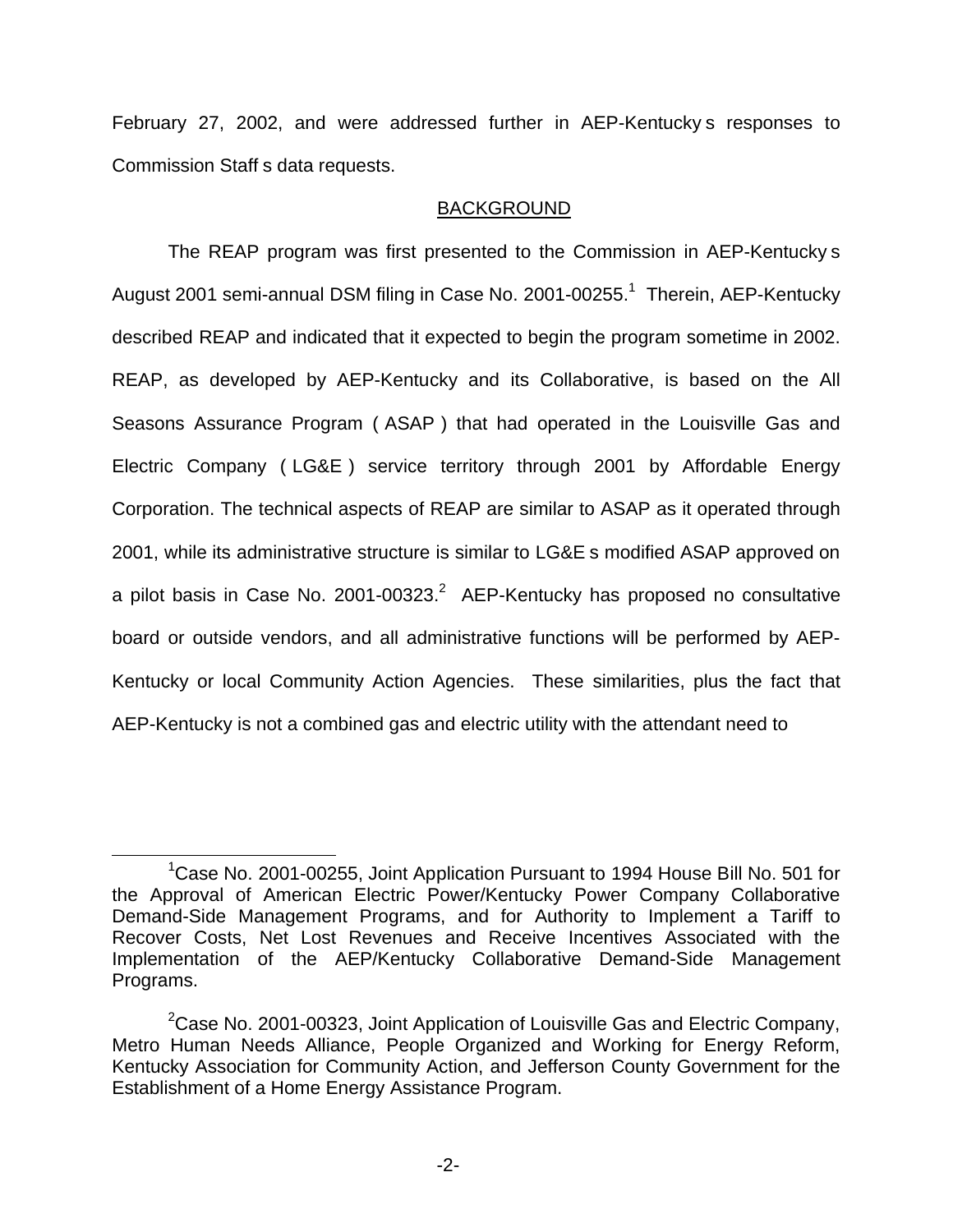February 27, 2002, and were addressed further in AEP-Kentucky s responses to Commission Staff s data requests.

## BACKGROUND

The REAP program was first presented to the Commission in AEP-Kentucky s August 2001 semi-annual DSM filing in Case No. 2001-00255.[1] Therein, AEP-Kentucky described REAP and indicated that it expected to begin the program sometime in 2002. REAP, as developed by AEP-Kentucky and its Collaborative, is based on the All Seasons Assurance Program ( ASAP ) that had operated in the Louisville Gas and Electric Company ( LG&E ) service territory through 2001 by Affordable Energy Corporation. The technical aspects of REAP are similar to ASAP as it operated through 2001, while its administrative structure is similar to LG&E s modified ASAP approved on a pilot basis in Case No. 2001-00323.[2] AEP-Kentucky has proposed no consultative board or outside vendors, and all administrative functions will be performed by AEP-Kentucky or local Community Action Agencies. These similarities, plus the fact that AEP-Kentucky is not a combined gas and electric utility with the attendant need to

[1]Case No. 2001-00255, Joint Application Pursuant to 1994 House Bill No. 501 for the Approval of American Electric Power/Kentucky Power Company Collaborative Demand-Side Management Programs, and for Authority to Implement a Tariff to Recover Costs, Net Lost Revenues and Receive Incentives Associated with the Implementation of the AEP/Kentucky Collaborative Demand-Side Management Programs.

[2]Case No. 2001-00323, Joint Application of Louisville Gas and Electric Company, Metro Human Needs Alliance, People Organized and Working for Energy Reform, Kentucky Association for Community Action, and Jefferson County Government for the Establishment of a Home Energy Assistance Program.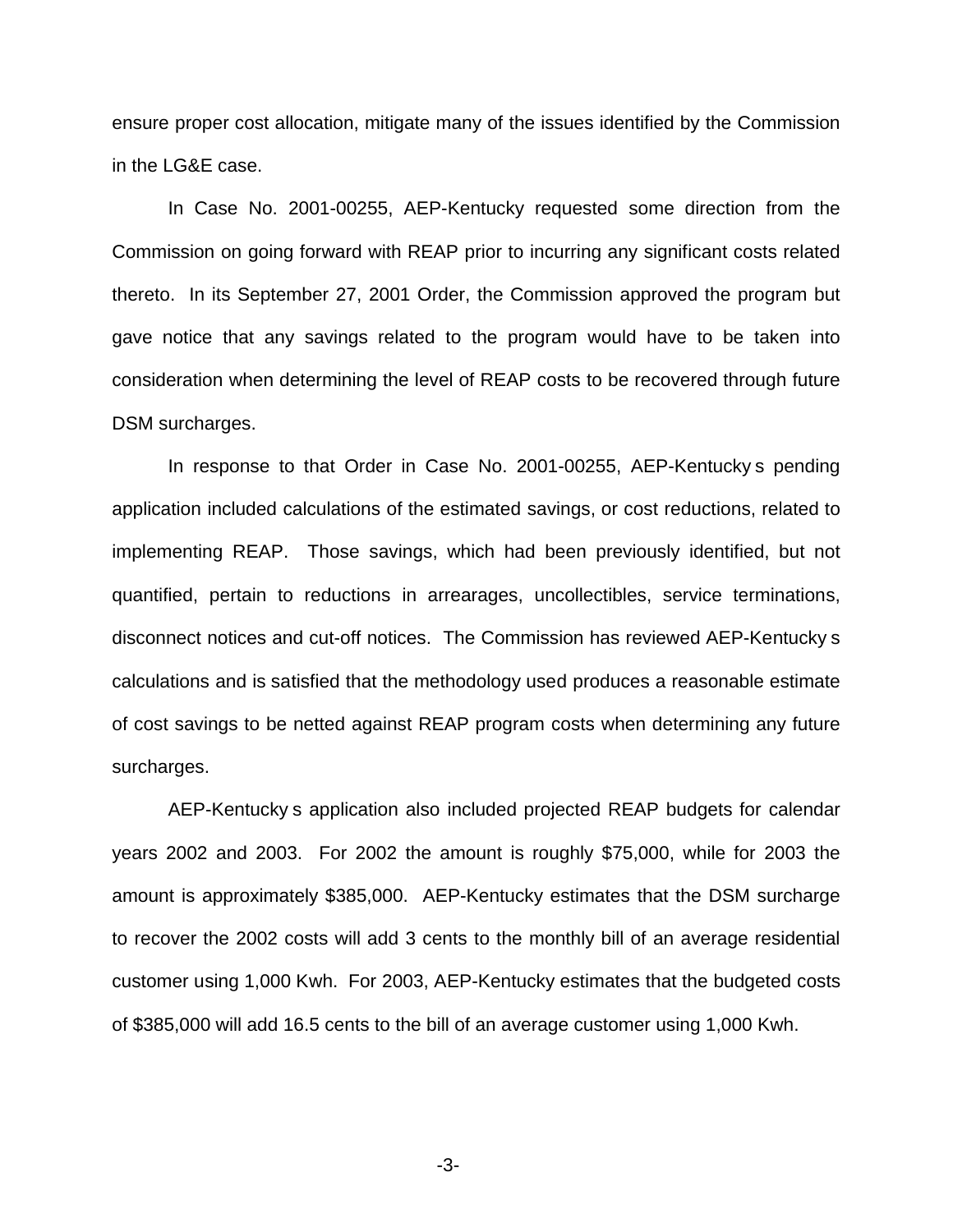ensure proper cost allocation, mitigate many of the issues identified by the Commission in the LG&E case.

In Case No. 2001-00255, AEP-Kentucky requested some direction from the Commission on going forward with REAP prior to incurring any significant costs related thereto. In its September 27, 2001 Order, the Commission approved the program but gave notice that any savings related to the program would have to be taken into consideration when determining the level of REAP costs to be recovered through future DSM surcharges.

In response to that Order in Case No. 2001-00255, AEP-Kentucky s pending application included calculations of the estimated savings, or cost reductions, related to implementing REAP. Those savings, which had been previously identified, but not quantified, pertain to reductions in arrearages, uncollectibles, service terminations, disconnect notices and cut-off notices. The Commission has reviewed AEP-Kentucky s calculations and is satisfied that the methodology used produces a reasonable estimate of cost savings to be netted against REAP program costs when determining any future surcharges.

AEP-Kentucky s application also included projected REAP budgets for calendar years 2002 and 2003. For 2002 the amount is roughly $75,000, while for 2003 the amount is approximately $385,000. AEP-Kentucky estimates that the DSM surcharge to recover the 2002 costs will add 3 cents to the monthly bill of an average residential customer using 1,000 Kwh. For 2003, AEP-Kentucky estimates that the budgeted costs of $385,000 will add 16.5 cents to the bill of an average customer using 1,000 Kwh.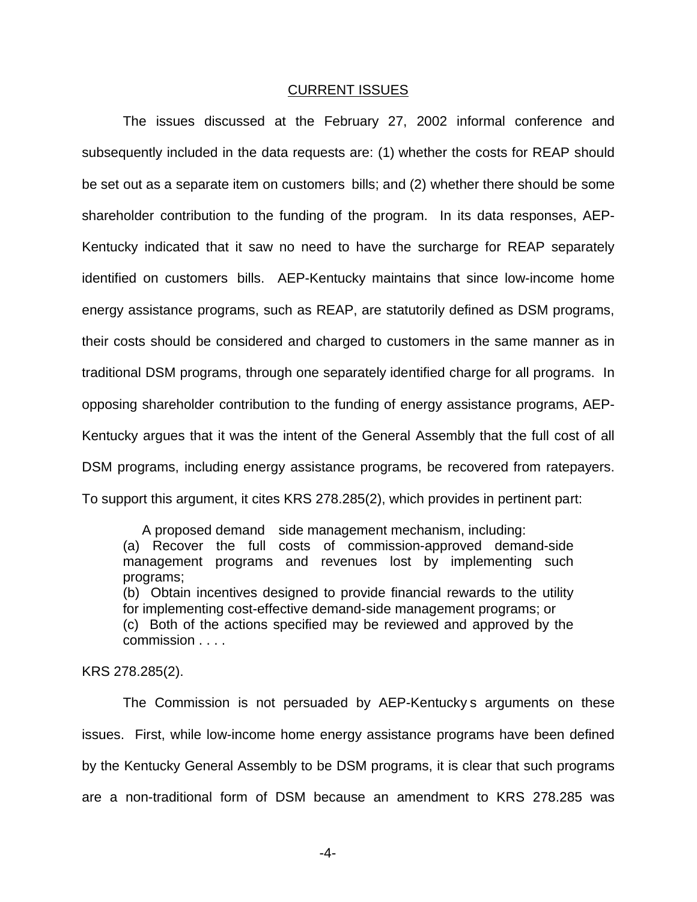CURRENT ISSUES

The issues discussed at the February 27, 2002 informal conference and subsequently included in the data requests are: (1) whether the costs for REAP should be set out as a separate item on customers bills; and (2) whether there should be some shareholder contribution to the funding of the program. In its data responses, AEP-Kentucky indicated that it saw no need to have the surcharge for REAP separately identified on customers bills. AEP-Kentucky maintains that since low-income home energy assistance programs, such as REAP, are statutorily defined as DSM programs, their costs should be considered and charged to customers in the same manner as in traditional DSM programs, through one separately identified charge for all programs. In opposing shareholder contribution to the funding of energy assistance programs, AEP-Kentucky argues that it was the intent of the General Assembly that the full cost of all DSM programs, including energy assistance programs, be recovered from ratepayers. To support this argument, it cites KRS 278.285(2), which provides in pertinent part:

> A proposed demand side management mechanism, including:
> (a) Recover the full costs of commission-approved demand-side management programs and revenues lost by implementing such programs;
> (b) Obtain incentives designed to provide financial rewards to the utility for implementing cost-effective demand-side management programs; or
> (c) Both of the actions specified may be reviewed and approved by the commission . . . .

KRS 278.285(2).

The Commission is not persuaded by AEP-Kentucky s arguments on these issues. First, while low-income home energy assistance programs have been defined by the Kentucky General Assembly to be DSM programs, it is clear that such programs are a non-traditional form of DSM because an amendment to KRS 278.285 was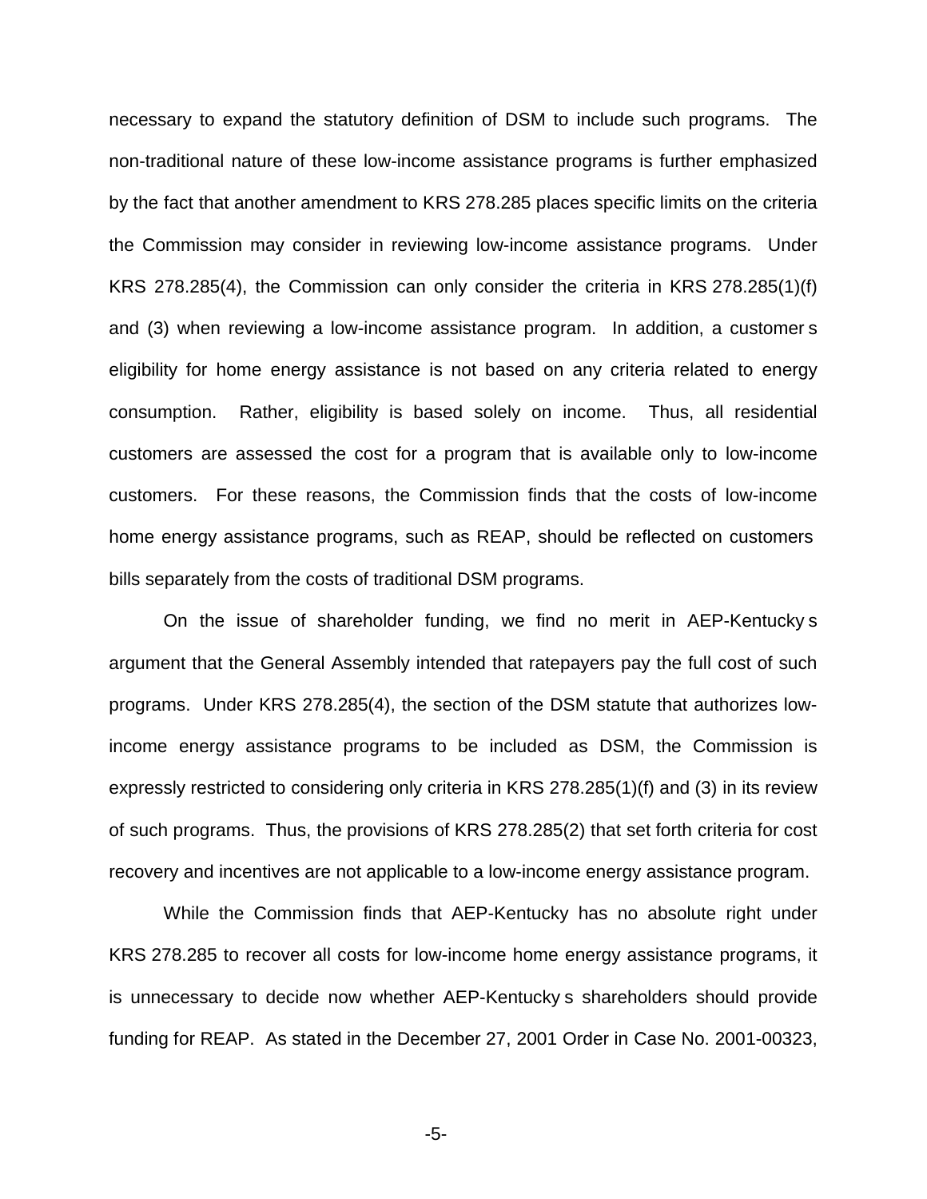necessary to expand the statutory definition of DSM to include such programs. The non-traditional nature of these low-income assistance programs is further emphasized by the fact that another amendment to KRS 278.285 places specific limits on the criteria the Commission may consider in reviewing low-income assistance programs. Under KRS 278.285(4), the Commission can only consider the criteria in KRS 278.285(1)(f) and (3) when reviewing a low-income assistance program. In addition, a customer s eligibility for home energy assistance is not based on any criteria related to energy consumption. Rather, eligibility is based solely on income. Thus, all residential customers are assessed the cost for a program that is available only to low-income customers. For these reasons, the Commission finds that the costs of low-income home energy assistance programs, such as REAP, should be reflected on customers bills separately from the costs of traditional DSM programs.

On the issue of shareholder funding, we find no merit in AEP-Kentucky s argument that the General Assembly intended that ratepayers pay the full cost of such programs. Under KRS 278.285(4), the section of the DSM statute that authorizes low-income energy assistance programs to be included as DSM, the Commission is expressly restricted to considering only criteria in KRS 278.285(1)(f) and (3) in its review of such programs. Thus, the provisions of KRS 278.285(2) that set forth criteria for cost recovery and incentives are not applicable to a low-income energy assistance program.

While the Commission finds that AEP-Kentucky has no absolute right under KRS 278.285 to recover all costs for low-income home energy assistance programs, it is unnecessary to decide now whether AEP-Kentucky s shareholders should provide funding for REAP. As stated in the December 27, 2001 Order in Case No. 2001-00323,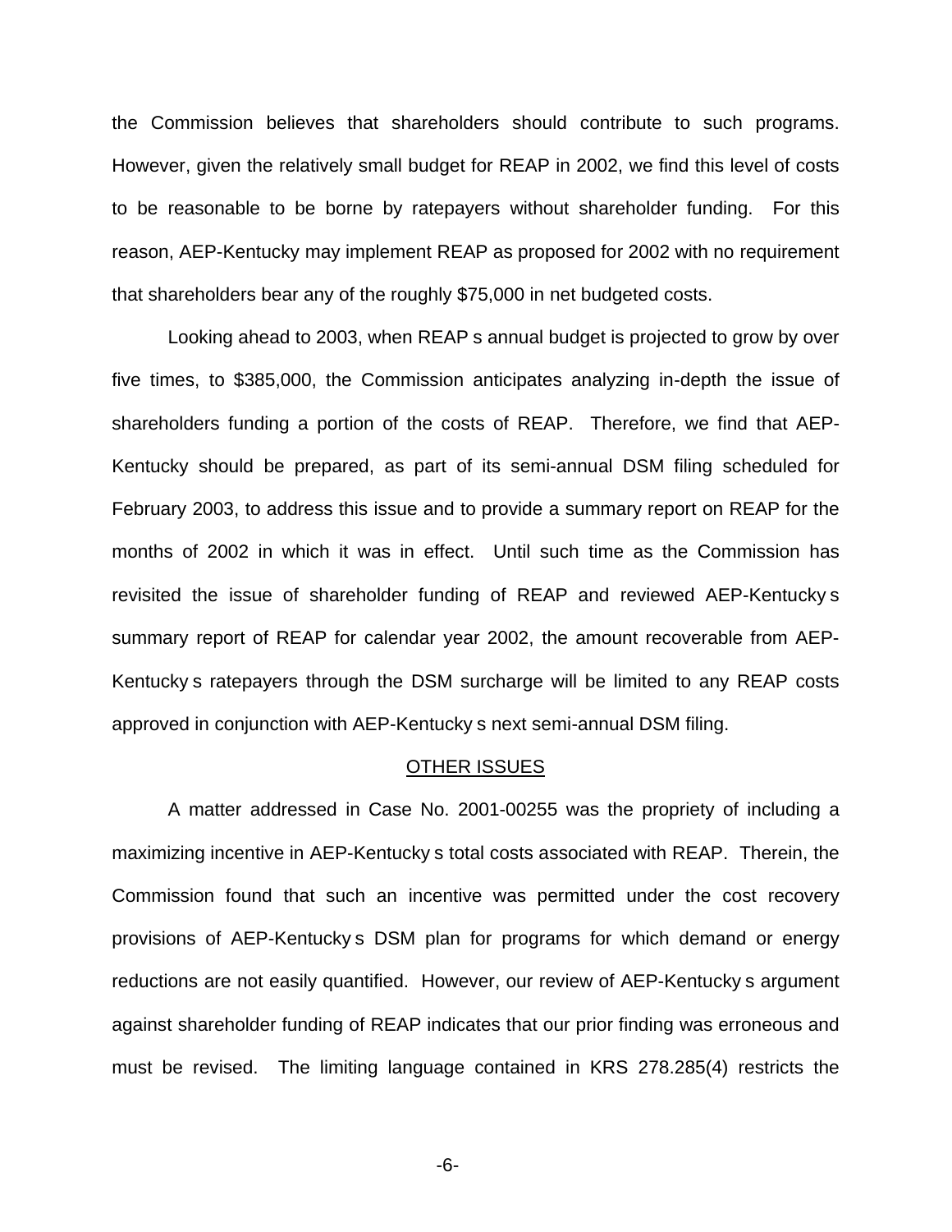the Commission believes that shareholders should contribute to such programs. However, given the relatively small budget for REAP in 2002, we find this level of costs to be reasonable to be borne by ratepayers without shareholder funding. For this reason, AEP-Kentucky may implement REAP as proposed for 2002 with no requirement that shareholders bear any of the roughly $75,000 in net budgeted costs.

Looking ahead to 2003, when REAP s annual budget is projected to grow by over five times, to $385,000, the Commission anticipates analyzing in-depth the issue of shareholders funding a portion of the costs of REAP. Therefore, we find that AEP-Kentucky should be prepared, as part of its semi-annual DSM filing scheduled for February 2003, to address this issue and to provide a summary report on REAP for the months of 2002 in which it was in effect. Until such time as the Commission has revisited the issue of shareholder funding of REAP and reviewed AEP-Kentucky s summary report of REAP for calendar year 2002, the amount recoverable from AEP-Kentucky s ratepayers through the DSM surcharge will be limited to any REAP costs approved in conjunction with AEP-Kentucky s next semi-annual DSM filing.

## OTHER ISSUES

A matter addressed in Case No. 2001-00255 was the propriety of including a maximizing incentive in AEP-Kentucky s total costs associated with REAP. Therein, the Commission found that such an incentive was permitted under the cost recovery provisions of AEP-Kentucky s DSM plan for programs for which demand or energy reductions are not easily quantified. However, our review of AEP-Kentucky s argument against shareholder funding of REAP indicates that our prior finding was erroneous and must be revised. The limiting language contained in KRS 278.285(4) restricts the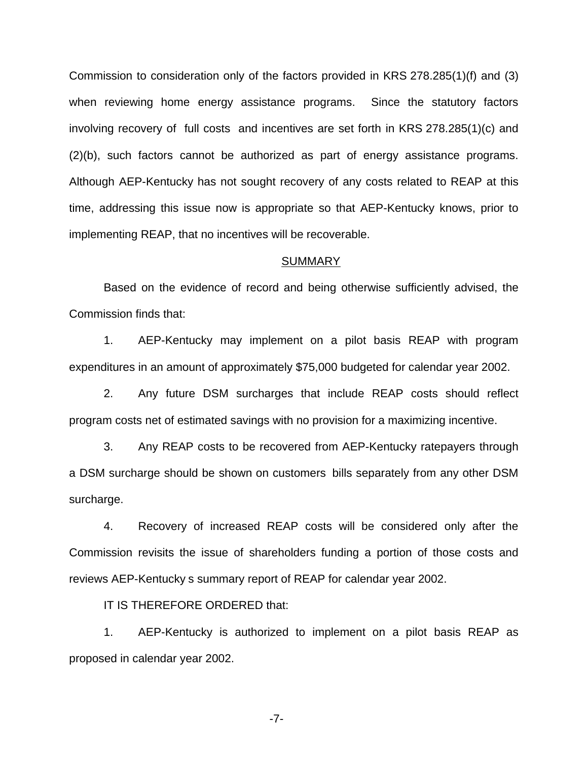Commission to consideration only of the factors provided in KRS 278.285(1)(f) and (3) when reviewing home energy assistance programs. Since the statutory factors involving recovery of full costs and incentives are set forth in KRS 278.285(1)(c) and (2)(b), such factors cannot be authorized as part of energy assistance programs. Although AEP-Kentucky has not sought recovery of any costs related to REAP at this time, addressing this issue now is appropriate so that AEP-Kentucky knows, prior to implementing REAP, that no incentives will be recoverable.

## SUMMARY

Based on the evidence of record and being otherwise sufficiently advised, the Commission finds that:

1. AEP-Kentucky may implement on a pilot basis REAP with program expenditures in an amount of approximately $75,000 budgeted for calendar year 2002.

2. Any future DSM surcharges that include REAP costs should reflect program costs net of estimated savings with no provision for a maximizing incentive.

3. Any REAP costs to be recovered from AEP-Kentucky ratepayers through a DSM surcharge should be shown on customers bills separately from any other DSM surcharge.

4. Recovery of increased REAP costs will be considered only after the Commission revisits the issue of shareholders funding a portion of those costs and reviews AEP-Kentucky s summary report of REAP for calendar year 2002.

IT IS THEREFORE ORDERED that:

1. AEP-Kentucky is authorized to implement on a pilot basis REAP as proposed in calendar year 2002.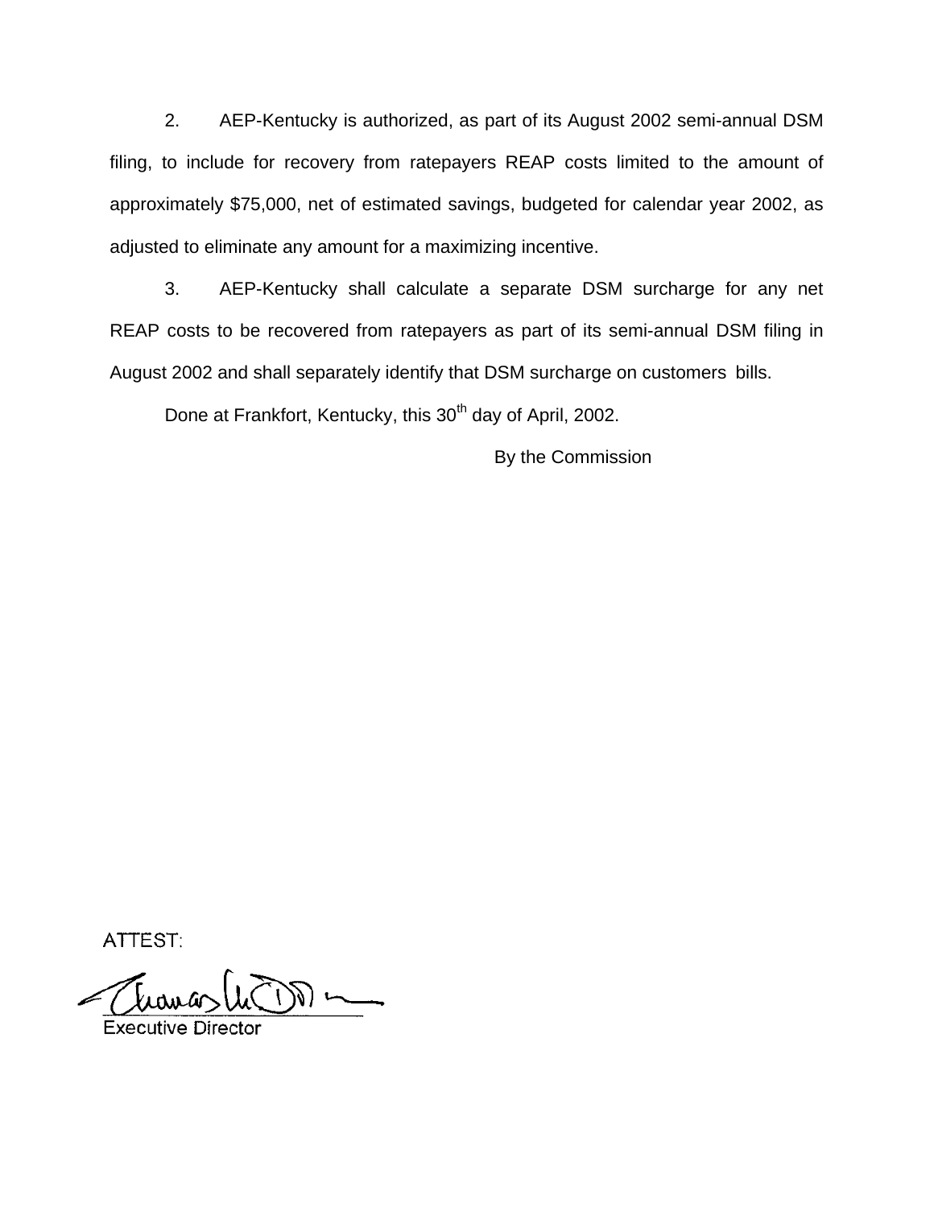2. AEP-Kentucky is authorized, as part of its August 2002 semi-annual DSM filing, to include for recovery from ratepayers REAP costs limited to the amount of approximately $75,000, net of estimated savings, budgeted for calendar year 2002, as adjusted to eliminate any amount for a maximizing incentive.

3. AEP-Kentucky shall calculate a separate DSM surcharge for any net REAP costs to be recovered from ratepayers as part of its semi-annual DSM filing in August 2002 and shall separately identify that DSM surcharge on customers bills.

Done at Frankfort, Kentucky, this 30th day of April, 2002.

By the Commission

ATTEST:

Executive Director